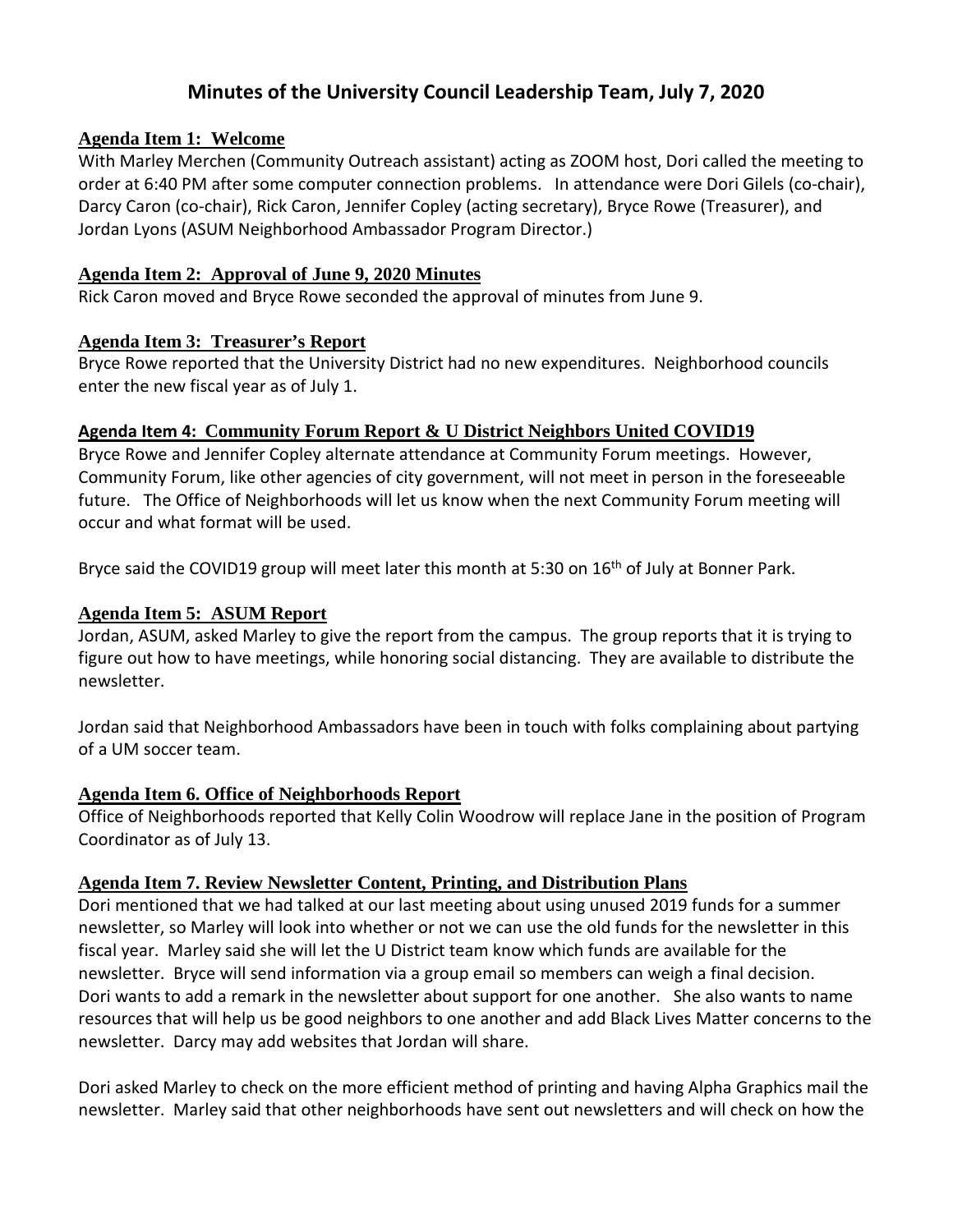# Minutes of the University Council Leadership Team, July 7, 2020

## Agenda Item 1: Welcome

With Marley Merchen (Community Outreach assistant) acting as ZOOM host, Dori called the meeting to order at 6:40 PM after some computer connection problems. In attendance were Dori Gilels (co-chair), Darcy Caron (co-chair), Rick Caron, Jennifer Copley (acting secretary), Bryce Rowe (Treasurer), and Jordan Lyons (ASUM Neighborhood Ambassador Program Director.)

## Agenda Item 2: Approval of June 9, 2020 Minutes

Rick Caron moved and Bryce Rowe seconded the approval of minutes from June 9.

## Agenda Item 3: Treasurer's Report

Bryce Rowe reported that the University District had no new expenditures. Neighborhood councils enter the new fiscal year as of July 1.

## Agenda Item 4: Community Forum Report & U District Neighbors United COVID19

Bryce Rowe and Jennifer Copley alternate attendance at Community Forum meetings. However, Community Forum, like other agencies of city government, will not meet in person in the foreseeable future. The Office of Neighborhoods will let us know when the next Community Forum meeting will occur and what format will be used.

Bryce said the COVID19 group will meet later this month at 5:30 on 16th of July at Bonner Park.

## Agenda Item 5: ASUM Report

Jordan, ASUM, asked Marley to give the report from the campus. The group reports that it is trying to figure out how to have meetings, while honoring social distancing. They are available to distribute the newsletter.

Jordan said that Neighborhood Ambassadors have been in touch with folks complaining about partying of a UM soccer team.

## Agenda Item 6. Office of Neighborhoods Report

Office of Neighborhoods reported that Kelly Colin Woodrow will replace Jane in the position of Program Coordinator as of July 13.

## Agenda Item 7. Review Newsletter Content, Printing, and Distribution Plans

Dori mentioned that we had talked at our last meeting about using unused 2019 funds for a summer newsletter, so Marley will look into whether or not we can use the old funds for the newsletter in this fiscal year. Marley said she will let the U District team know which funds are available for the newsletter. Bryce will send information via a group email so members can weigh a final decision. Dori wants to add a remark in the newsletter about support for one another. She also wants to name resources that will help us be good neighbors to one another and add Black Lives Matter concerns to the newsletter. Darcy may add websites that Jordan will share.

Dori asked Marley to check on the more efficient method of printing and having Alpha Graphics mail the newsletter. Marley said that other neighborhoods have sent out newsletters and will check on how the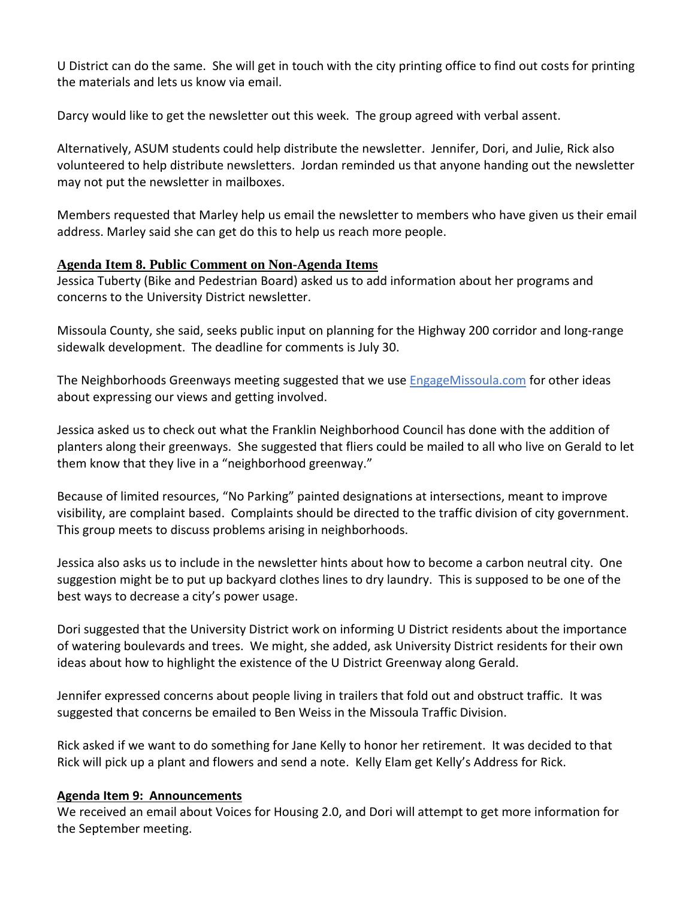U District can do the same. She will get in touch with the city printing office to find out costs for printing the materials and lets us know via email.

Darcy would like to get the newsletter out this week. The group agreed with verbal assent.

Alternatively, ASUM students could help distribute the newsletter. Jennifer, Dori, and Julie, Rick also volunteered to help distribute newsletters. Jordan reminded us that anyone handing out the newsletter may not put the newsletter in mailboxes.

Members requested that Marley help us email the newsletter to members who have given us their email address. Marley said she can get do this to help us reach more people.

## Agenda Item 8. Public Comment on Non-Agenda Items

Jessica Tuberty (Bike and Pedestrian Board) asked us to add information about her programs and concerns to the University District newsletter.

Missoula County, she said, seeks public input on planning for the Highway 200 corridor and long-range sidewalk development. The deadline for comments is July 30.

The Neighborhoods Greenways meeting suggested that we use [EngageMissoula.com](EngageMissoula.com) for other ideas about expressing our views and getting involved.

Jessica asked us to check out what the Franklin Neighborhood Council has done with the addition of planters along their greenways. She suggested that fliers could be mailed to all who live on Gerald to let them know that they live in a "neighborhood greenway."

Because of limited resources, "No Parking" painted designations at intersections, meant to improve visibility, are complaint based. Complaints should be directed to the traffic division of city government. This group meets to discuss problems arising in neighborhoods.

Jessica also asks us to include in the newsletter hints about how to become a carbon neutral city. One suggestion might be to put up backyard clothes lines to dry laundry. This is supposed to be one of the best ways to decrease a city's power usage.

Dori suggested that the University District work on informing U District residents about the importance of watering boulevards and trees. We might, she added, ask University District residents for their own ideas about how to highlight the existence of the U District Greenway along Gerald.

Jennifer expressed concerns about people living in trailers that fold out and obstruct traffic. It was suggested that concerns be emailed to Ben Weiss in the Missoula Traffic Division.

Rick asked if we want to do something for Jane Kelly to honor her retirement. It was decided to that Rick will pick up a plant and flowers and send a note. Kelly Elam get Kelly's Address for Rick.

## Agenda Item 9: Announcements

We received an email about Voices for Housing 2.0, and Dori will attempt to get more information for the September meeting.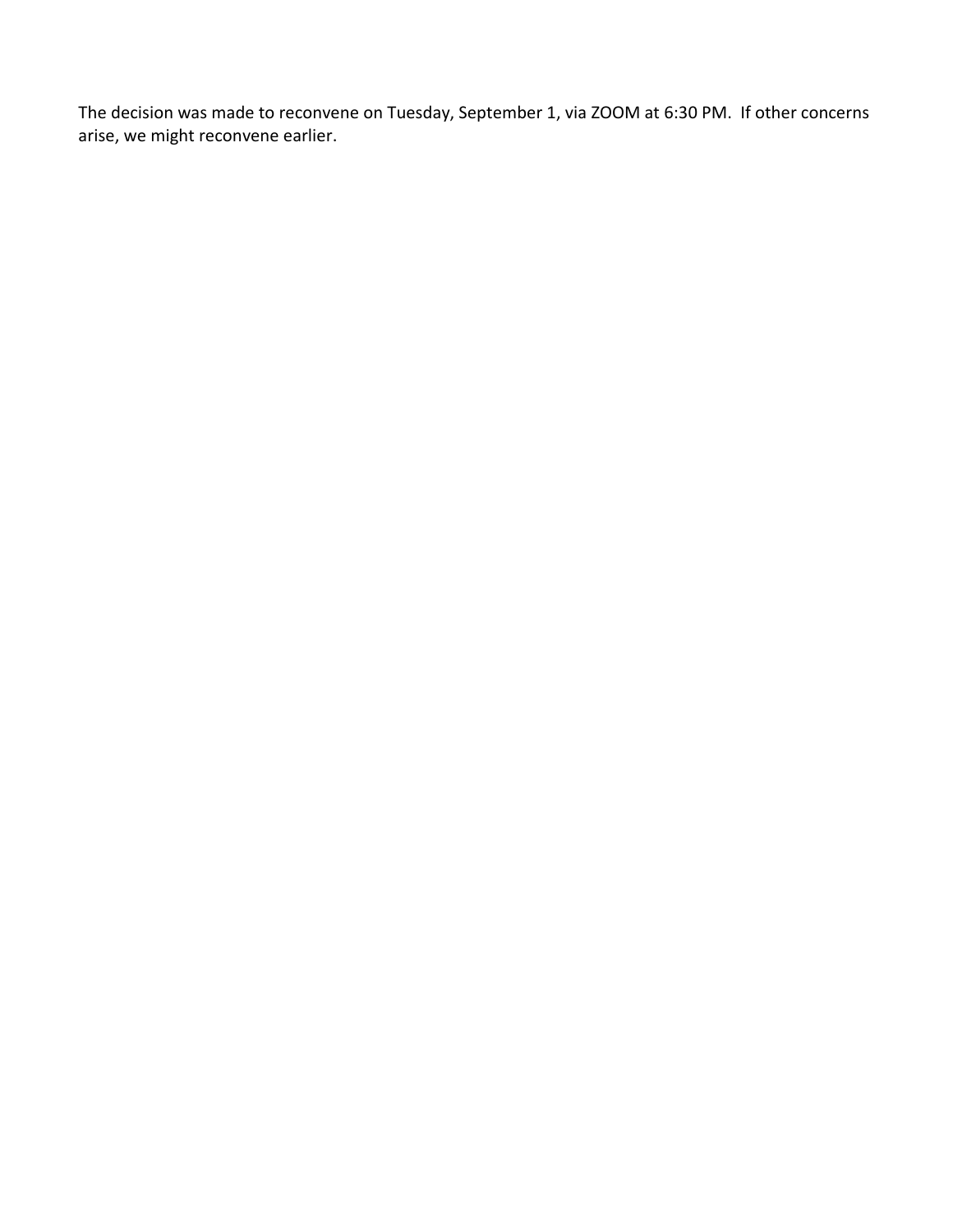The decision was made to reconvene on Tuesday, September 1, via ZOOM at 6:30 PM. If other concerns arise, we might reconvene earlier.